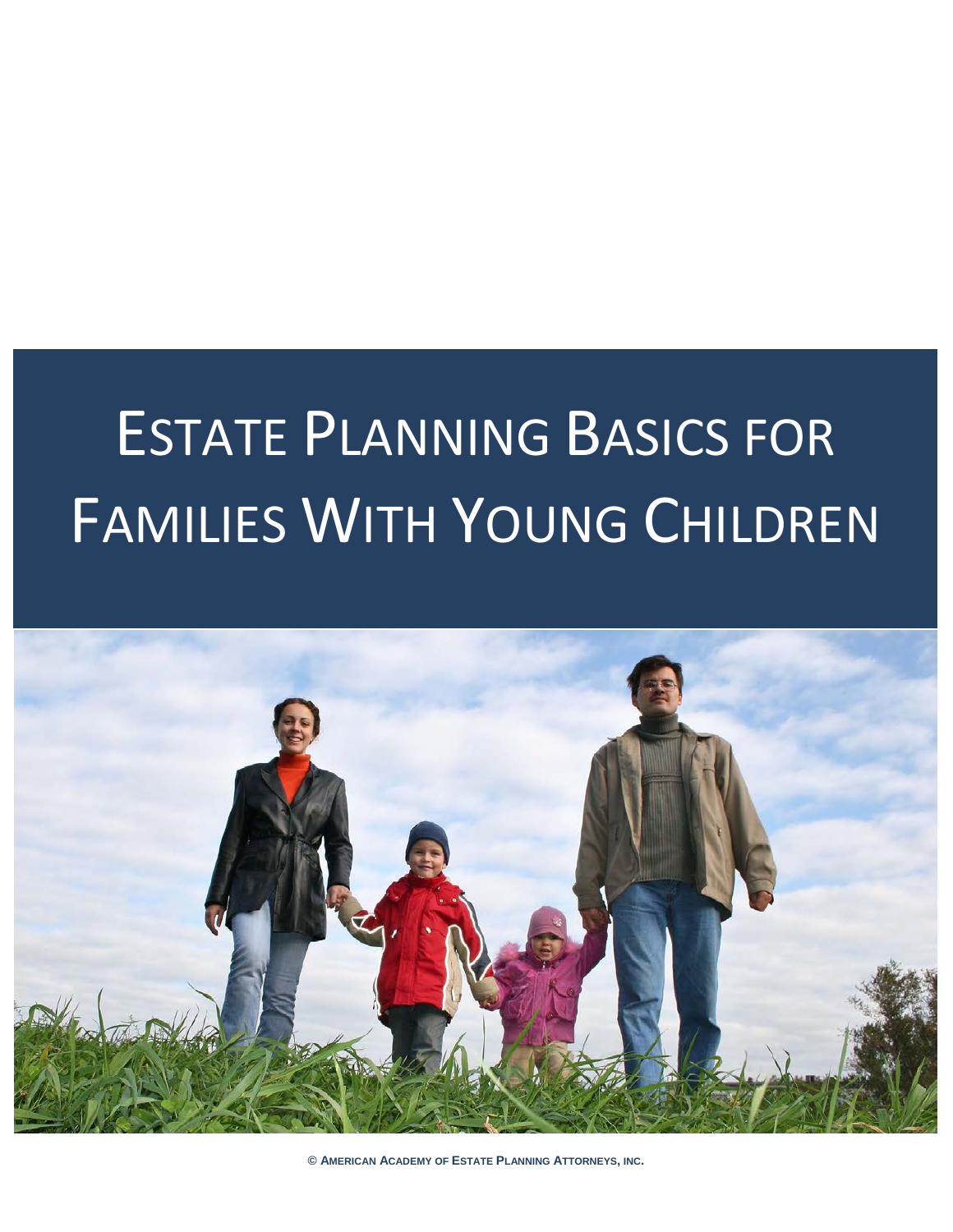# Estate Planning Basics for Families With Young Children

© American Academy of Estate Planning Attorneys, Inc.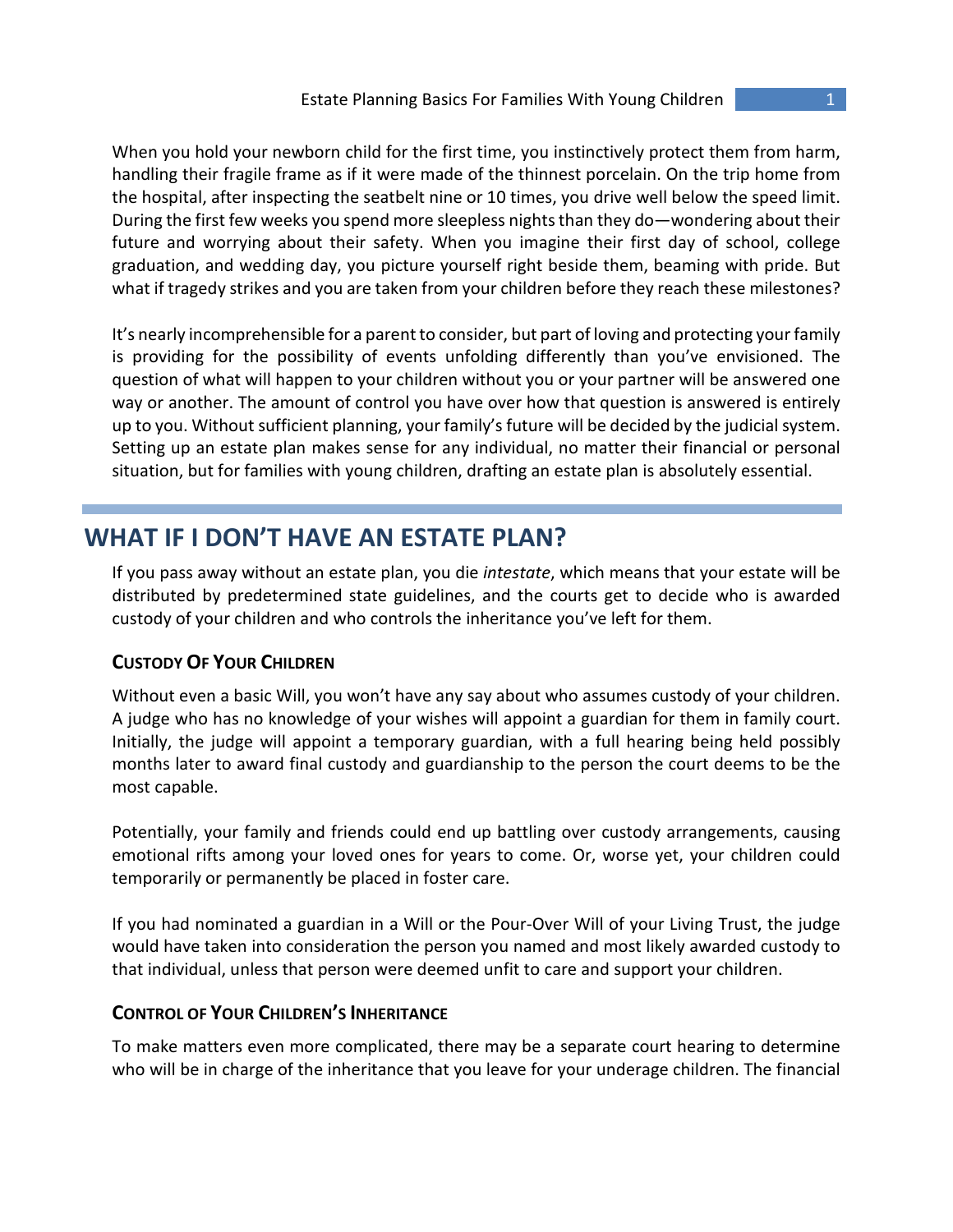When you hold your newborn child for the first time, you instinctively protect them from harm, handling their fragile frame as if it were made of the thinnest porcelain. On the trip home from the hospital, after inspecting the seatbelt nine or 10 times, you drive well below the speed limit. During the first few weeks you spend more sleepless nights than they do—wondering about their future and worrying about their safety. When you imagine their first day of school, college graduation, and wedding day, you picture yourself right beside them, beaming with pride. But what if tragedy strikes and you are taken from your children before they reach these milestones?

It's nearly incomprehensible for a parent to consider, but part of loving and protecting your family is providing for the possibility of events unfolding differently than you've envisioned. The question of what will happen to your children without you or your partner will be answered one way or another. The amount of control you have over how that question is answered is entirely up to you. Without sufficient planning, your family's future will be decided by the judicial system. Setting up an estate plan makes sense for any individual, no matter their financial or personal situation, but for families with young children, drafting an estate plan is absolutely essential.

## WHAT IF I DON'T HAVE AN ESTATE PLAN?

If you pass away without an estate plan, you die *intestate*, which means that your estate will be distributed by predetermined state guidelines, and the courts get to decide who is awarded custody of your children and who controls the inheritance you've left for them.

### Custody Of Your Children

Without even a basic Will, you won't have any say about who assumes custody of your children. A judge who has no knowledge of your wishes will appoint a guardian for them in family court. Initially, the judge will appoint a temporary guardian, with a full hearing being held possibly months later to award final custody and guardianship to the person the court deems to be the most capable.

Potentially, your family and friends could end up battling over custody arrangements, causing emotional rifts among your loved ones for years to come. Or, worse yet, your children could temporarily or permanently be placed in foster care.

If you had nominated a guardian in a Will or the Pour-Over Will of your Living Trust, the judge would have taken into consideration the person you named and most likely awarded custody to that individual, unless that person were deemed unfit to care and support your children.

### Control of Your Children's Inheritance

To make matters even more complicated, there may be a separate court hearing to determine who will be in charge of the inheritance that you leave for your underage children. The financial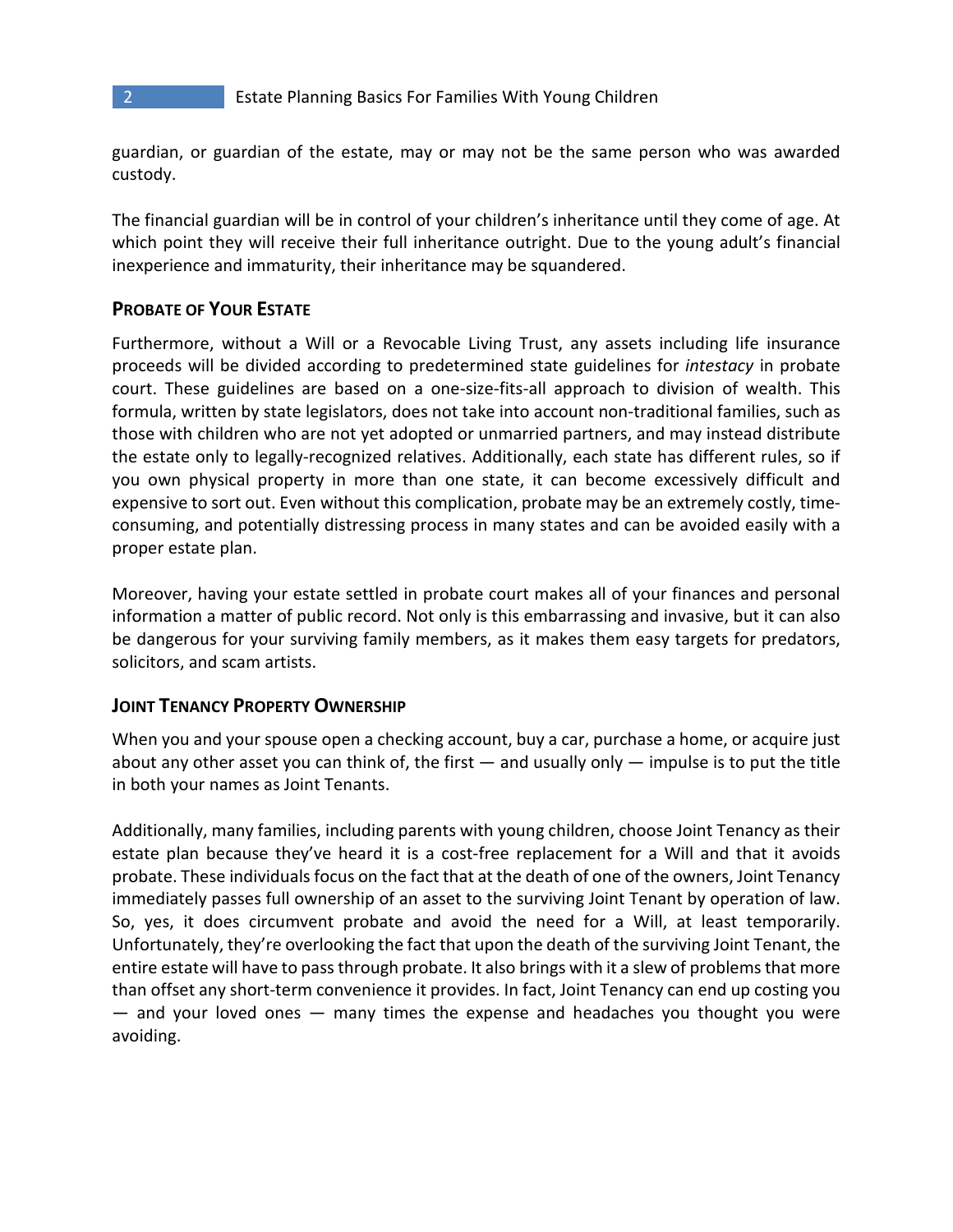guardian, or guardian of the estate, may or may not be the same person who was awarded custody.

The financial guardian will be in control of your children's inheritance until they come of age. At which point they will receive their full inheritance outright. Due to the young adult's financial inexperience and immaturity, their inheritance may be squandered.

### Probate of Your Estate

Furthermore, without a Will or a Revocable Living Trust, any assets including life insurance proceeds will be divided according to predetermined state guidelines for *intestacy* in probate court. These guidelines are based on a one-size-fits-all approach to division of wealth. This formula, written by state legislators, does not take into account non-traditional families, such as those with children who are not yet adopted or unmarried partners, and may instead distribute the estate only to legally-recognized relatives. Additionally, each state has different rules, so if you own physical property in more than one state, it can become excessively difficult and expensive to sort out. Even without this complication, probate may be an extremely costly, time-consuming, and potentially distressing process in many states and can be avoided easily with a proper estate plan.

Moreover, having your estate settled in probate court makes all of your finances and personal information a matter of public record. Not only is this embarrassing and invasive, but it can also be dangerous for your surviving family members, as it makes them easy targets for predators, solicitors, and scam artists.

### Joint Tenancy Property Ownership

When you and your spouse open a checking account, buy a car, purchase a home, or acquire just about any other asset you can think of, the first — and usually only — impulse is to put the title in both your names as Joint Tenants.

Additionally, many families, including parents with young children, choose Joint Tenancy as their estate plan because they've heard it is a cost-free replacement for a Will and that it avoids probate. These individuals focus on the fact that at the death of one of the owners, Joint Tenancy immediately passes full ownership of an asset to the surviving Joint Tenant by operation of law. So, yes, it does circumvent probate and avoid the need for a Will, at least temporarily. Unfortunately, they're overlooking the fact that upon the death of the surviving Joint Tenant, the entire estate will have to pass through probate. It also brings with it a slew of problems that more than offset any short-term convenience it provides. In fact, Joint Tenancy can end up costing you — and your loved ones — many times the expense and headaches you thought you were avoiding.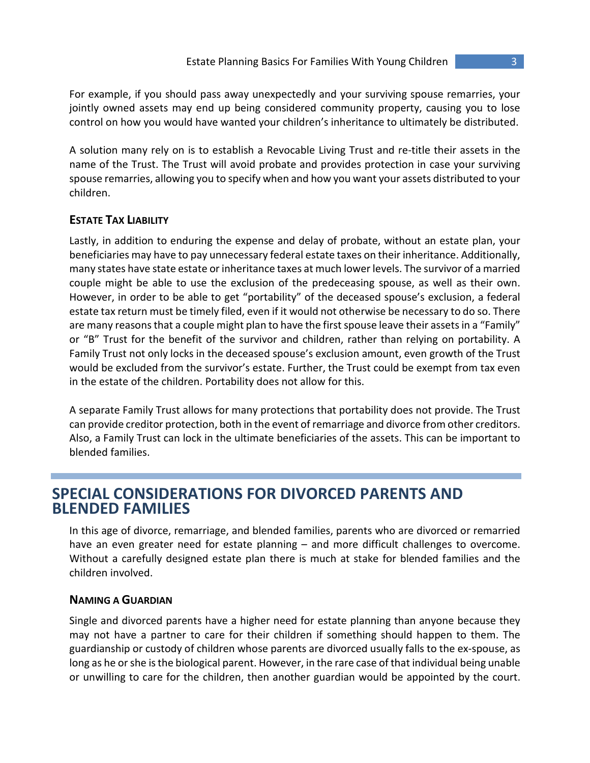For example, if you should pass away unexpectedly and your surviving spouse remarries, your jointly owned assets may end up being considered community property, causing you to lose control on how you would have wanted your children's inheritance to ultimately be distributed.

A solution many rely on is to establish a Revocable Living Trust and re-title their assets in the name of the Trust. The Trust will avoid probate and provides protection in case your surviving spouse remarries, allowing you to specify when and how you want your assets distributed to your children.

### ESTATE TAX LIABILITY

Lastly, in addition to enduring the expense and delay of probate, without an estate plan, your beneficiaries may have to pay unnecessary federal estate taxes on their inheritance. Additionally, many states have state estate or inheritance taxes at much lower levels. The survivor of a married couple might be able to use the exclusion of the predeceasing spouse, as well as their own. However, in order to be able to get "portability" of the deceased spouse's exclusion, a federal estate tax return must be timely filed, even if it would not otherwise be necessary to do so. There are many reasons that a couple might plan to have the first spouse leave their assets in a "Family" or "B" Trust for the benefit of the survivor and children, rather than relying on portability. A Family Trust not only locks in the deceased spouse's exclusion amount, even growth of the Trust would be excluded from the survivor's estate. Further, the Trust could be exempt from tax even in the estate of the children. Portability does not allow for this.

A separate Family Trust allows for many protections that portability does not provide. The Trust can provide creditor protection, both in the event of remarriage and divorce from other creditors. Also, a Family Trust can lock in the ultimate beneficiaries of the assets. This can be important to blended families.

## SPECIAL CONSIDERATIONS FOR DIVORCED PARENTS AND BLENDED FAMILIES

In this age of divorce, remarriage, and blended families, parents who are divorced or remarried have an even greater need for estate planning – and more difficult challenges to overcome. Without a carefully designed estate plan there is much at stake for blended families and the children involved.

### NAMING A GUARDIAN

Single and divorced parents have a higher need for estate planning than anyone because they may not have a partner to care for their children if something should happen to them. The guardianship or custody of children whose parents are divorced usually falls to the ex-spouse, as long as he or she is the biological parent. However, in the rare case of that individual being unable or unwilling to care for the children, then another guardian would be appointed by the court.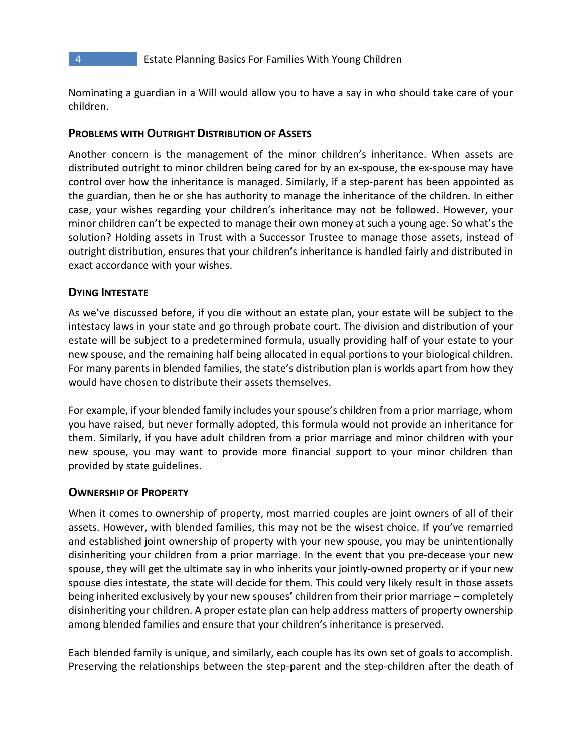Nominating a guardian in a Will would allow you to have a say in who should take care of your children.

### PROBLEMS WITH OUTRIGHT DISTRIBUTION OF ASSETS

Another concern is the management of the minor children's inheritance. When assets are distributed outright to minor children being cared for by an ex-spouse, the ex-spouse may have control over how the inheritance is managed. Similarly, if a step-parent has been appointed as the guardian, then he or she has authority to manage the inheritance of the children. In either case, your wishes regarding your children's inheritance may not be followed. However, your minor children can't be expected to manage their own money at such a young age. So what's the solution? Holding assets in Trust with a Successor Trustee to manage those assets, instead of outright distribution, ensures that your children's inheritance is handled fairly and distributed in exact accordance with your wishes.

### DYING INTESTATE

As we've discussed before, if you die without an estate plan, your estate will be subject to the intestacy laws in your state and go through probate court. The division and distribution of your estate will be subject to a predetermined formula, usually providing half of your estate to your new spouse, and the remaining half being allocated in equal portions to your biological children. For many parents in blended families, the state's distribution plan is worlds apart from how they would have chosen to distribute their assets themselves.

For example, if your blended family includes your spouse's children from a prior marriage, whom you have raised, but never formally adopted, this formula would not provide an inheritance for them. Similarly, if you have adult children from a prior marriage and minor children with your new spouse, you may want to provide more financial support to your minor children than provided by state guidelines.

### OWNERSHIP OF PROPERTY

When it comes to ownership of property, most married couples are joint owners of all of their assets. However, with blended families, this may not be the wisest choice. If you've remarried and established joint ownership of property with your new spouse, you may be unintentionally disinheriting your children from a prior marriage. In the event that you pre-decease your new spouse, they will get the ultimate say in who inherits your jointly-owned property or if your new spouse dies intestate, the state will decide for them. This could very likely result in those assets being inherited exclusively by your new spouses' children from their prior marriage – completely disinheriting your children. A proper estate plan can help address matters of property ownership among blended families and ensure that your children's inheritance is preserved.

Each blended family is unique, and similarly, each couple has its own set of goals to accomplish. Preserving the relationships between the step-parent and the step-children after the death of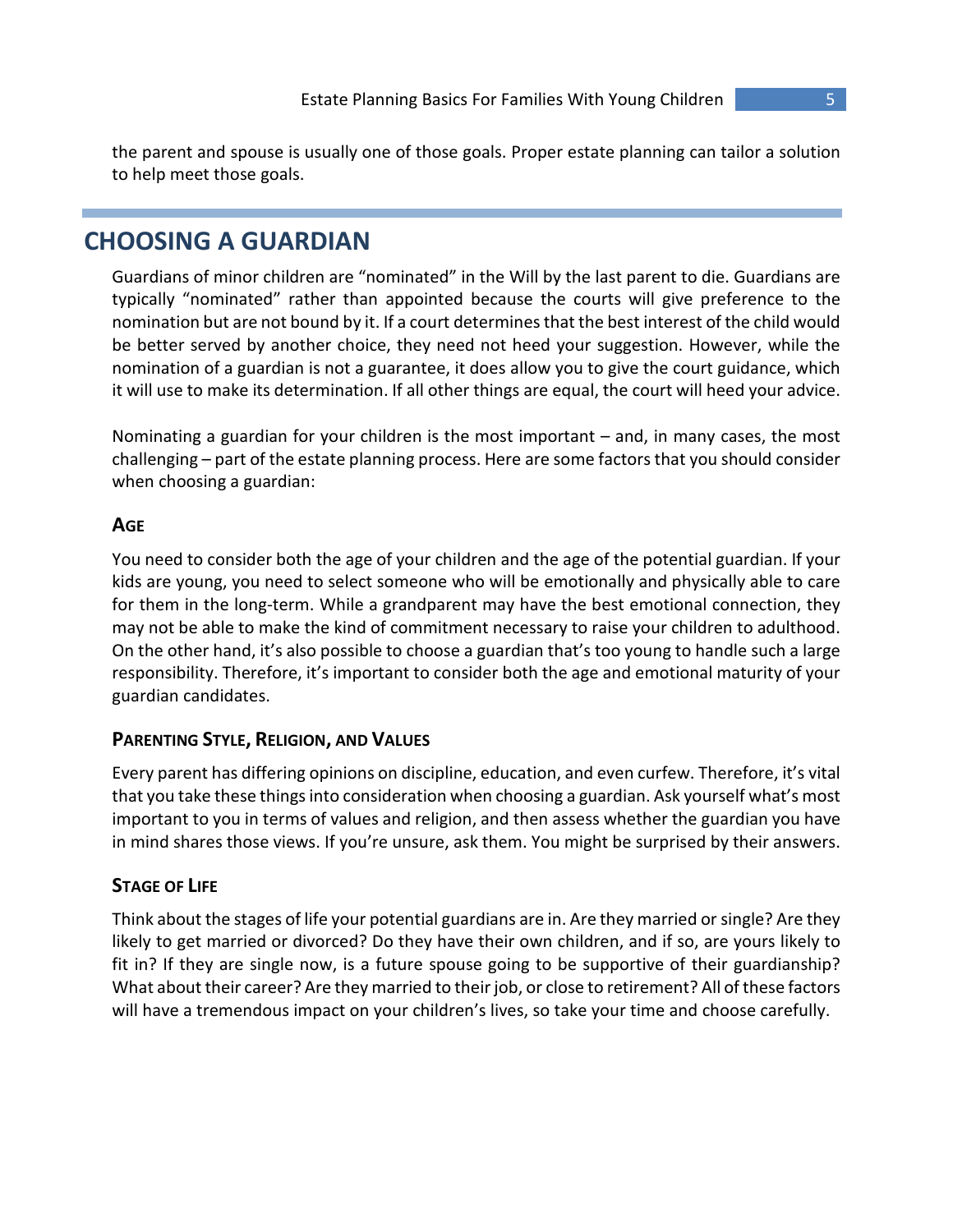the parent and spouse is usually one of those goals. Proper estate planning can tailor a solution to help meet those goals.

## CHOOSING A GUARDIAN

Guardians of minor children are "nominated" in the Will by the last parent to die. Guardians are typically "nominated" rather than appointed because the courts will give preference to the nomination but are not bound by it. If a court determines that the best interest of the child would be better served by another choice, they need not heed your suggestion. However, while the nomination of a guardian is not a guarantee, it does allow you to give the court guidance, which it will use to make its determination. If all other things are equal, the court will heed your advice.

Nominating a guardian for your children is the most important – and, in many cases, the most challenging – part of the estate planning process. Here are some factors that you should consider when choosing a guardian:

### AGE

You need to consider both the age of your children and the age of the potential guardian. If your kids are young, you need to select someone who will be emotionally and physically able to care for them in the long-term. While a grandparent may have the best emotional connection, they may not be able to make the kind of commitment necessary to raise your children to adulthood. On the other hand, it's also possible to choose a guardian that's too young to handle such a large responsibility. Therefore, it's important to consider both the age and emotional maturity of your guardian candidates.

### PARENTING STYLE, RELIGION, AND VALUES

Every parent has differing opinions on discipline, education, and even curfew. Therefore, it's vital that you take these things into consideration when choosing a guardian. Ask yourself what's most important to you in terms of values and religion, and then assess whether the guardian you have in mind shares those views. If you're unsure, ask them. You might be surprised by their answers.

### STAGE OF LIFE

Think about the stages of life your potential guardians are in. Are they married or single? Are they likely to get married or divorced? Do they have their own children, and if so, are yours likely to fit in? If they are single now, is a future spouse going to be supportive of their guardianship? What about their career? Are they married to their job, or close to retirement? All of these factors will have a tremendous impact on your children's lives, so take your time and choose carefully.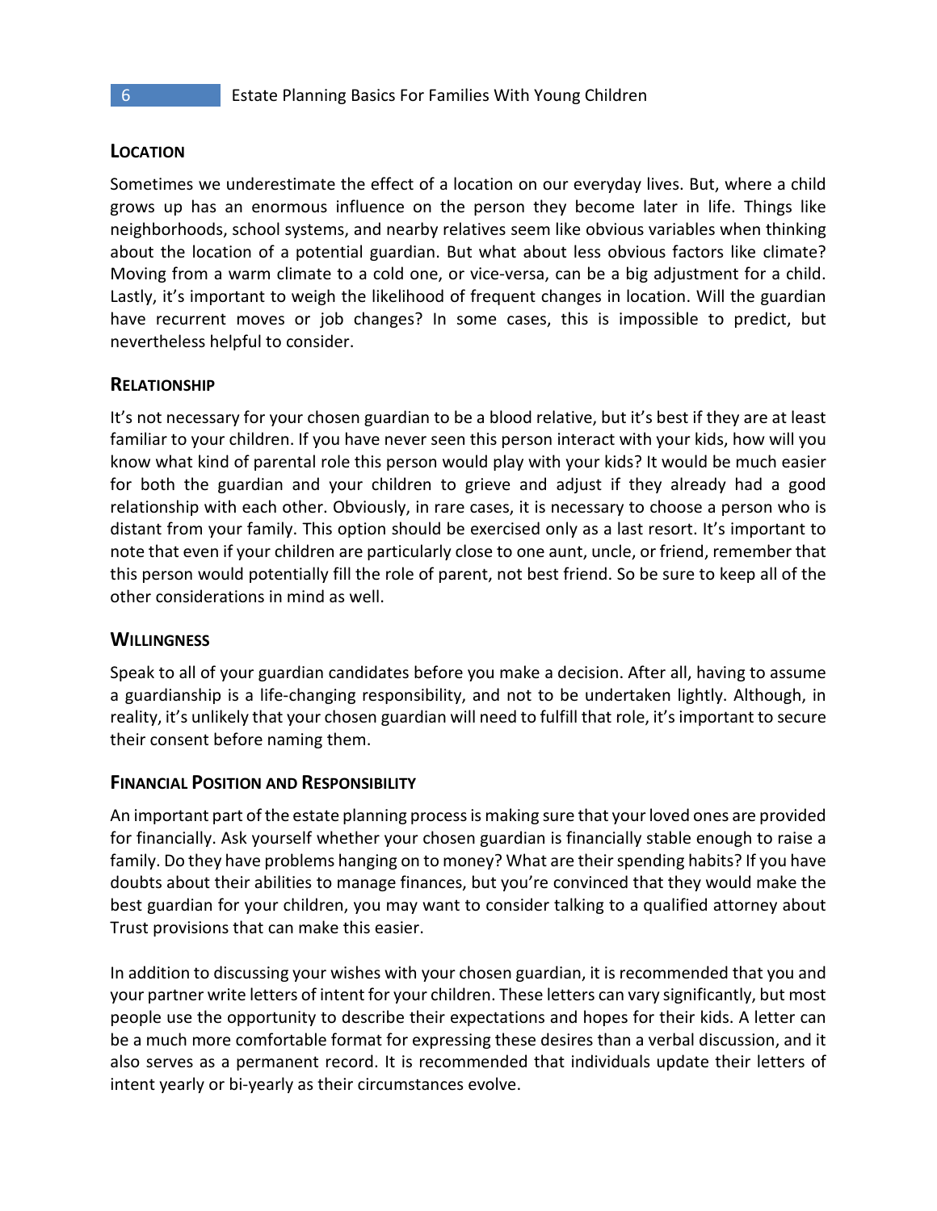### Location

Sometimes we underestimate the effect of a location on our everyday lives. But, where a child grows up has an enormous influence on the person they become later in life. Things like neighborhoods, school systems, and nearby relatives seem like obvious variables when thinking about the location of a potential guardian. But what about less obvious factors like climate? Moving from a warm climate to a cold one, or vice-versa, can be a big adjustment for a child. Lastly, it's important to weigh the likelihood of frequent changes in location. Will the guardian have recurrent moves or job changes? In some cases, this is impossible to predict, but nevertheless helpful to consider.

### Relationship

It's not necessary for your chosen guardian to be a blood relative, but it's best if they are at least familiar to your children. If you have never seen this person interact with your kids, how will you know what kind of parental role this person would play with your kids? It would be much easier for both the guardian and your children to grieve and adjust if they already had a good relationship with each other. Obviously, in rare cases, it is necessary to choose a person who is distant from your family. This option should be exercised only as a last resort. It's important to note that even if your children are particularly close to one aunt, uncle, or friend, remember that this person would potentially fill the role of parent, not best friend. So be sure to keep all of the other considerations in mind as well.

### Willingness

Speak to all of your guardian candidates before you make a decision. After all, having to assume a guardianship is a life-changing responsibility, and not to be undertaken lightly. Although, in reality, it's unlikely that your chosen guardian will need to fulfill that role, it's important to secure their consent before naming them.

### Financial Position and Responsibility

An important part of the estate planning process is making sure that your loved ones are provided for financially. Ask yourself whether your chosen guardian is financially stable enough to raise a family. Do they have problems hanging on to money? What are their spending habits? If you have doubts about their abilities to manage finances, but you're convinced that they would make the best guardian for your children, you may want to consider talking to a qualified attorney about Trust provisions that can make this easier.

In addition to discussing your wishes with your chosen guardian, it is recommended that you and your partner write letters of intent for your children. These letters can vary significantly, but most people use the opportunity to describe their expectations and hopes for their kids. A letter can be a much more comfortable format for expressing these desires than a verbal discussion, and it also serves as a permanent record. It is recommended that individuals update their letters of intent yearly or bi-yearly as their circumstances evolve.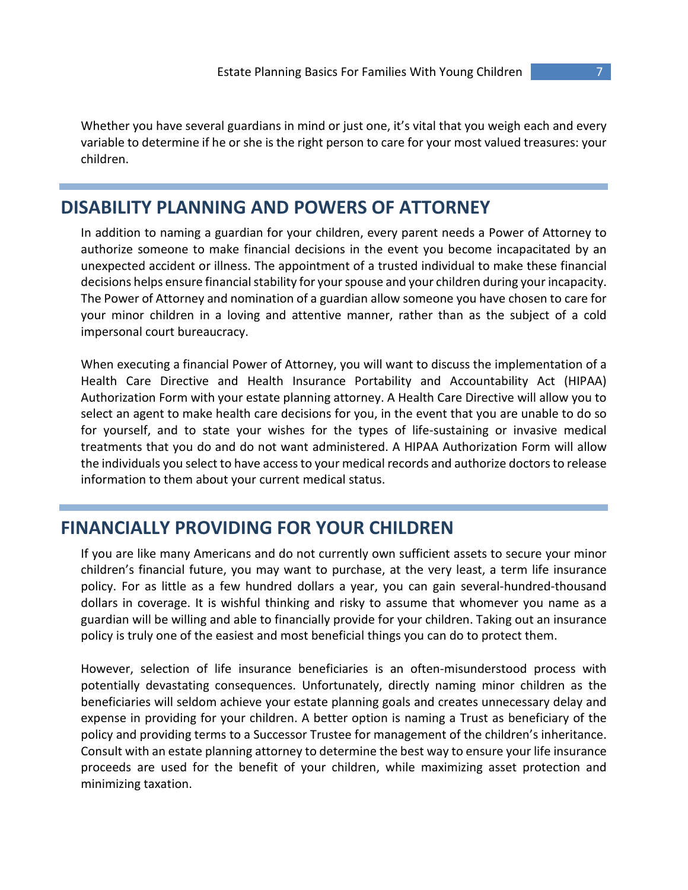Whether you have several guardians in mind or just one, it's vital that you weigh each and every variable to determine if he or she is the right person to care for your most valued treasures: your children.

## DISABILITY PLANNING AND POWERS OF ATTORNEY

In addition to naming a guardian for your children, every parent needs a Power of Attorney to authorize someone to make financial decisions in the event you become incapacitated by an unexpected accident or illness. The appointment of a trusted individual to make these financial decisions helps ensure financial stability for your spouse and your children during your incapacity. The Power of Attorney and nomination of a guardian allow someone you have chosen to care for your minor children in a loving and attentive manner, rather than as the subject of a cold impersonal court bureaucracy.

When executing a financial Power of Attorney, you will want to discuss the implementation of a Health Care Directive and Health Insurance Portability and Accountability Act (HIPAA) Authorization Form with your estate planning attorney. A Health Care Directive will allow you to select an agent to make health care decisions for you, in the event that you are unable to do so for yourself, and to state your wishes for the types of life-sustaining or invasive medical treatments that you do and do not want administered. A HIPAA Authorization Form will allow the individuals you select to have access to your medical records and authorize doctors to release information to them about your current medical status.

## FINANCIALLY PROVIDING FOR YOUR CHILDREN

If you are like many Americans and do not currently own sufficient assets to secure your minor children's financial future, you may want to purchase, at the very least, a term life insurance policy. For as little as a few hundred dollars a year, you can gain several-hundred-thousand dollars in coverage. It is wishful thinking and risky to assume that whomever you name as a guardian will be willing and able to financially provide for your children. Taking out an insurance policy is truly one of the easiest and most beneficial things you can do to protect them.

However, selection of life insurance beneficiaries is an often-misunderstood process with potentially devastating consequences. Unfortunately, directly naming minor children as the beneficiaries will seldom achieve your estate planning goals and creates unnecessary delay and expense in providing for your children. A better option is naming a Trust as beneficiary of the policy and providing terms to a Successor Trustee for management of the children's inheritance. Consult with an estate planning attorney to determine the best way to ensure your life insurance proceeds are used for the benefit of your children, while maximizing asset protection and minimizing taxation.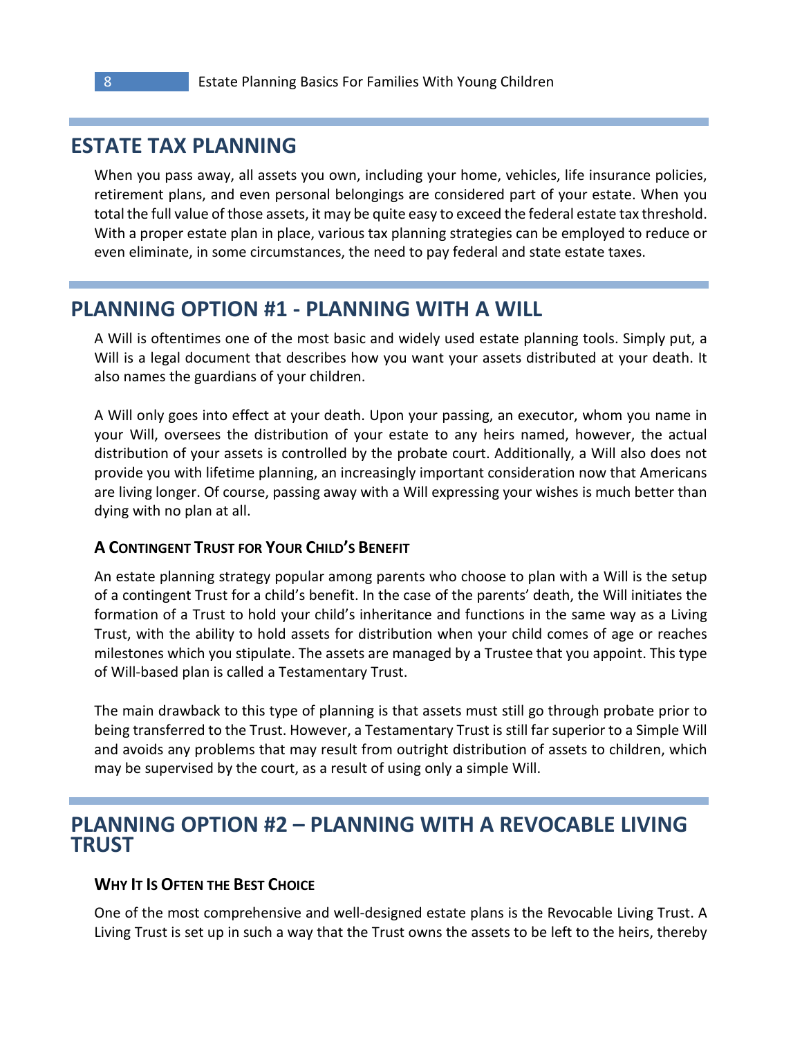## ESTATE TAX PLANNING

When you pass away, all assets you own, including your home, vehicles, life insurance policies, retirement plans, and even personal belongings are considered part of your estate. When you total the full value of those assets, it may be quite easy to exceed the federal estate tax threshold. With a proper estate plan in place, various tax planning strategies can be employed to reduce or even eliminate, in some circumstances, the need to pay federal and state estate taxes.

## PLANNING OPTION #1 - PLANNING WITH A WILL

A Will is oftentimes one of the most basic and widely used estate planning tools. Simply put, a Will is a legal document that describes how you want your assets distributed at your death. It also names the guardians of your children.

A Will only goes into effect at your death. Upon your passing, an executor, whom you name in your Will, oversees the distribution of your estate to any heirs named, however, the actual distribution of your assets is controlled by the probate court. Additionally, a Will also does not provide you with lifetime planning, an increasingly important consideration now that Americans are living longer. Of course, passing away with a Will expressing your wishes is much better than dying with no plan at all.

### A Contingent Trust for Your Child's Benefit

An estate planning strategy popular among parents who choose to plan with a Will is the setup of a contingent Trust for a child's benefit. In the case of the parents' death, the Will initiates the formation of a Trust to hold your child's inheritance and functions in the same way as a Living Trust, with the ability to hold assets for distribution when your child comes of age or reaches milestones which you stipulate. The assets are managed by a Trustee that you appoint. This type of Will-based plan is called a Testamentary Trust.

The main drawback to this type of planning is that assets must still go through probate prior to being transferred to the Trust. However, a Testamentary Trust is still far superior to a Simple Will and avoids any problems that may result from outright distribution of assets to children, which may be supervised by the court, as a result of using only a simple Will.

## PLANNING OPTION #2 – PLANNING WITH A REVOCABLE LIVING TRUST

### Why It Is Often the Best Choice

One of the most comprehensive and well-designed estate plans is the Revocable Living Trust. A Living Trust is set up in such a way that the Trust owns the assets to be left to the heirs, thereby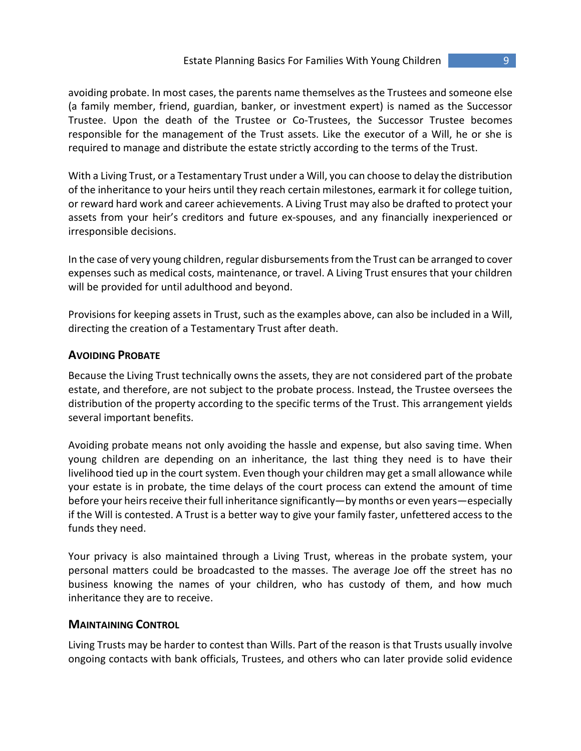avoiding probate. In most cases, the parents name themselves as the Trustees and someone else (a family member, friend, guardian, banker, or investment expert) is named as the Successor Trustee. Upon the death of the Trustee or Co-Trustees, the Successor Trustee becomes responsible for the management of the Trust assets. Like the executor of a Will, he or she is required to manage and distribute the estate strictly according to the terms of the Trust.

With a Living Trust, or a Testamentary Trust under a Will, you can choose to delay the distribution of the inheritance to your heirs until they reach certain milestones, earmark it for college tuition, or reward hard work and career achievements. A Living Trust may also be drafted to protect your assets from your heir's creditors and future ex-spouses, and any financially inexperienced or irresponsible decisions.

In the case of very young children, regular disbursements from the Trust can be arranged to cover expenses such as medical costs, maintenance, or travel. A Living Trust ensures that your children will be provided for until adulthood and beyond.

Provisions for keeping assets in Trust, such as the examples above, can also be included in a Will, directing the creation of a Testamentary Trust after death.

### AVOIDING PROBATE

Because the Living Trust technically owns the assets, they are not considered part of the probate estate, and therefore, are not subject to the probate process. Instead, the Trustee oversees the distribution of the property according to the specific terms of the Trust. This arrangement yields several important benefits.

Avoiding probate means not only avoiding the hassle and expense, but also saving time. When young children are depending on an inheritance, the last thing they need is to have their livelihood tied up in the court system. Even though your children may get a small allowance while your estate is in probate, the time delays of the court process can extend the amount of time before your heirs receive their full inheritance significantly—by months or even years—especially if the Will is contested. A Trust is a better way to give your family faster, unfettered access to the funds they need.

Your privacy is also maintained through a Living Trust, whereas in the probate system, your personal matters could be broadcasted to the masses. The average Joe off the street has no business knowing the names of your children, who has custody of them, and how much inheritance they are to receive.

### MAINTAINING CONTROL

Living Trusts may be harder to contest than Wills. Part of the reason is that Trusts usually involve ongoing contacts with bank officials, Trustees, and others who can later provide solid evidence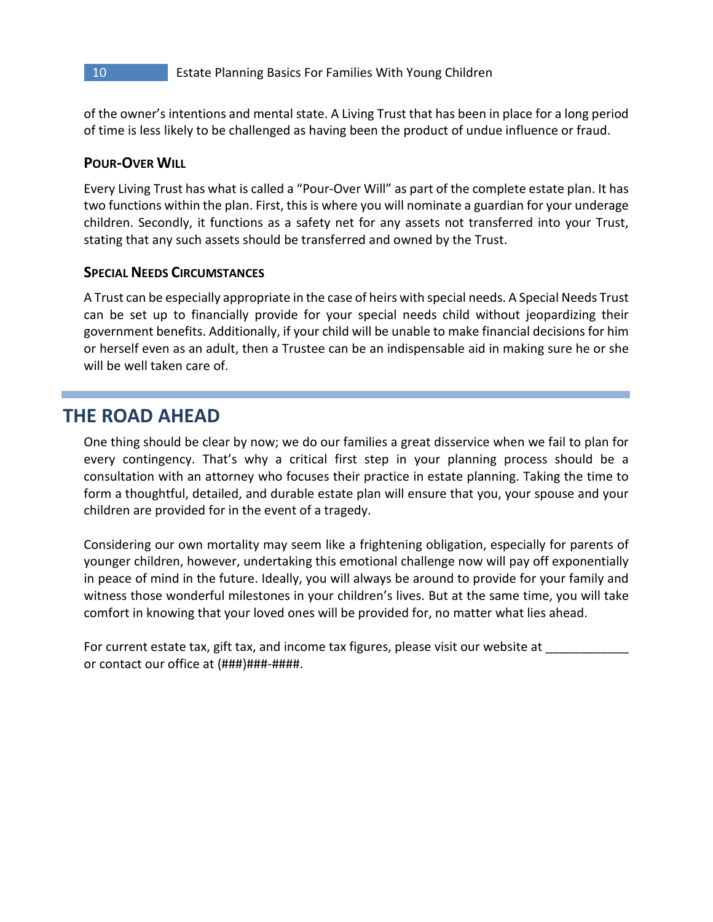of the owner's intentions and mental state. A Living Trust that has been in place for a long period of time is less likely to be challenged as having been the product of undue influence or fraud.

### Pour-Over Will

Every Living Trust has what is called a "Pour-Over Will" as part of the complete estate plan. It has two functions within the plan. First, this is where you will nominate a guardian for your underage children. Secondly, it functions as a safety net for any assets not transferred into your Trust, stating that any such assets should be transferred and owned by the Trust.

### Special Needs Circumstances

A Trust can be especially appropriate in the case of heirs with special needs. A Special Needs Trust can be set up to financially provide for your special needs child without jeopardizing their government benefits. Additionally, if your child will be unable to make financial decisions for him or herself even as an adult, then a Trustee can be an indispensable aid in making sure he or she will be well taken care of.

## THE ROAD AHEAD

One thing should be clear by now; we do our families a great disservice when we fail to plan for every contingency. That's why a critical first step in your planning process should be a consultation with an attorney who focuses their practice in estate planning. Taking the time to form a thoughtful, detailed, and durable estate plan will ensure that you, your spouse and your children are provided for in the event of a tragedy.

Considering our own mortality may seem like a frightening obligation, especially for parents of younger children, however, undertaking this emotional challenge now will pay off exponentially in peace of mind in the future. Ideally, you will always be around to provide for your family and witness those wonderful milestones in your children's lives. But at the same time, you will take comfort in knowing that your loved ones will be provided for, no matter what lies ahead.

For current estate tax, gift tax, and income tax figures, please visit our website at ____________ or contact our office at (###)###-####.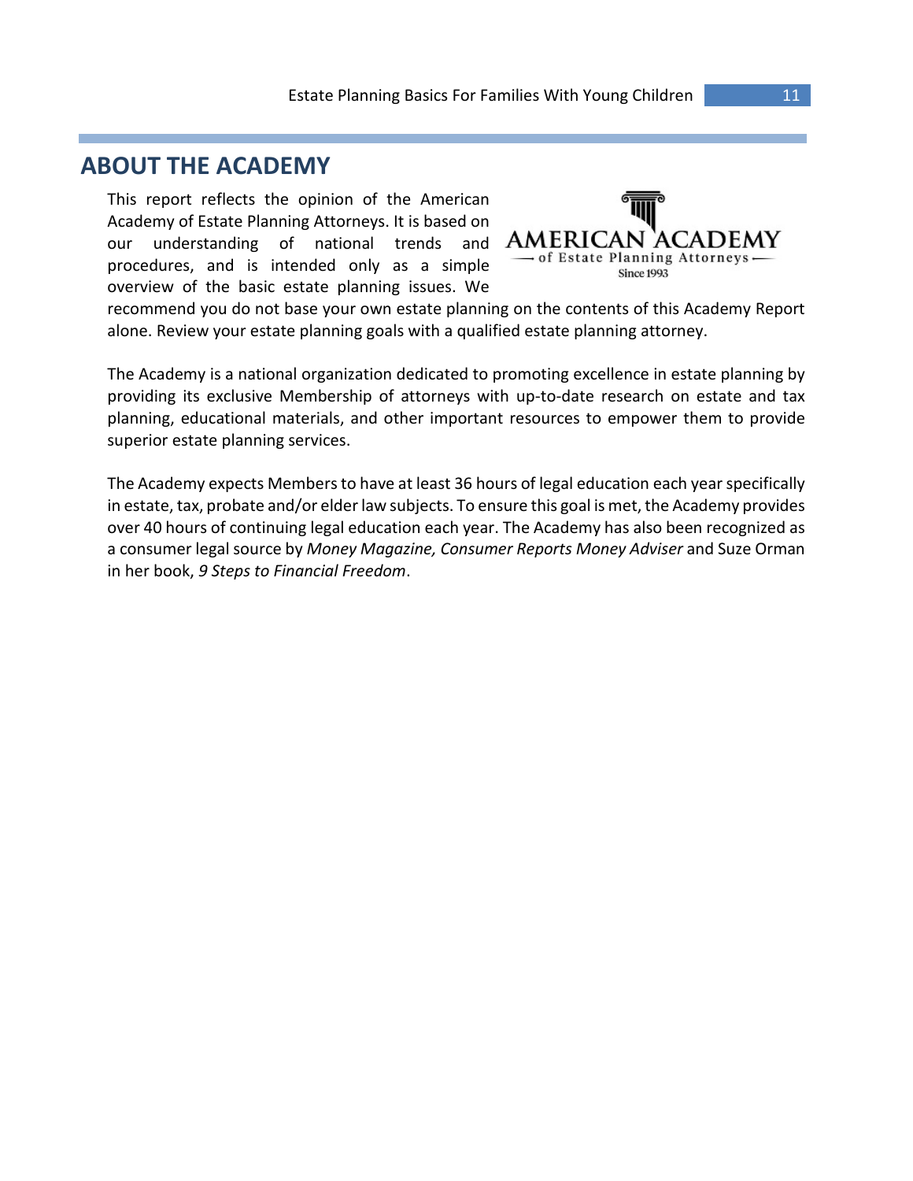## ABOUT THE ACADEMY

This report reflects the opinion of the American Academy of Estate Planning Attorneys. It is based on our understanding of national trends and procedures, and is intended only as a simple overview of the basic estate planning issues. We recommend you do not base your own estate planning on the contents of this Academy Report alone. Review your estate planning goals with a qualified estate planning attorney.

The Academy is a national organization dedicated to promoting excellence in estate planning by providing its exclusive Membership of attorneys with up-to-date research on estate and tax planning, educational materials, and other important resources to empower them to provide superior estate planning services.

The Academy expects Members to have at least 36 hours of legal education each year specifically in estate, tax, probate and/or elder law subjects. To ensure this goal is met, the Academy provides over 40 hours of continuing legal education each year. The Academy has also been recognized as a consumer legal source by *Money Magazine, Consumer Reports Money Adviser* and Suze Orman in her book, *9 Steps to Financial Freedom*.